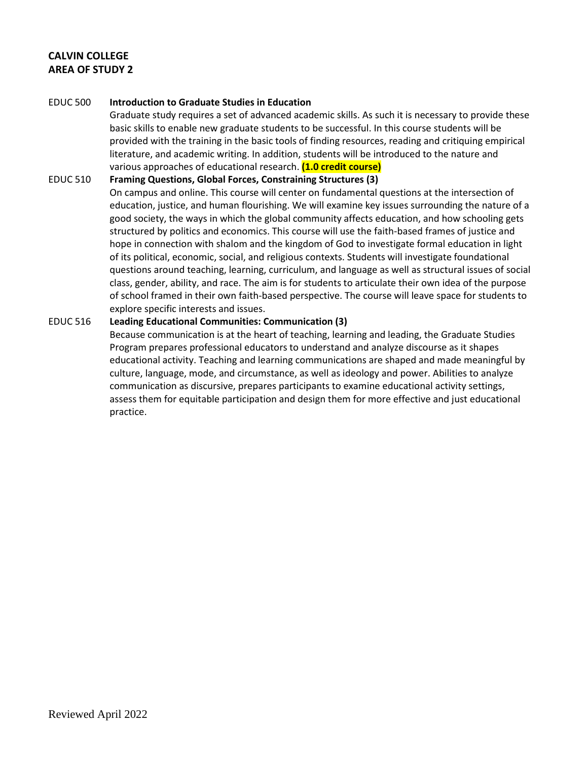**CALVIN COLLEGE**
**AREA OF STUDY 2**

EDUC 500 **Introduction to Graduate Studies in Education**

Graduate study requires a set of advanced academic skills. As such it is necessary to provide these basic skills to enable new graduate students to be successful. In this course students will be provided with the training in the basic tools of finding resources, reading and critiquing empirical literature, and academic writing. In addition, students will be introduced to the nature and various approaches of educational research. **(1.0 credit course)**

EDUC 510 **Framing Questions, Global Forces, Constraining Structures (3)**

On campus and online. This course will center on fundamental questions at the intersection of education, justice, and human flourishing. We will examine key issues surrounding the nature of a good society, the ways in which the global community affects education, and how schooling gets structured by politics and economics. This course will use the faith-based frames of justice and hope in connection with shalom and the kingdom of God to investigate formal education in light of its political, economic, social, and religious contexts. Students will investigate foundational questions around teaching, learning, curriculum, and language as well as structural issues of social class, gender, ability, and race. The aim is for students to articulate their own idea of the purpose of school framed in their own faith-based perspective. The course will leave space for students to explore specific interests and issues.

EDUC 516 **Leading Educational Communities: Communication (3)**

Because communication is at the heart of teaching, learning and leading, the Graduate Studies Program prepares professional educators to understand and analyze discourse as it shapes educational activity. Teaching and learning communications are shaped and made meaningful by culture, language, mode, and circumstance, as well as ideology and power. Abilities to analyze communication as discursive, prepares participants to examine educational activity settings, assess them for equitable participation and design them for more effective and just educational practice.

Reviewed April 2022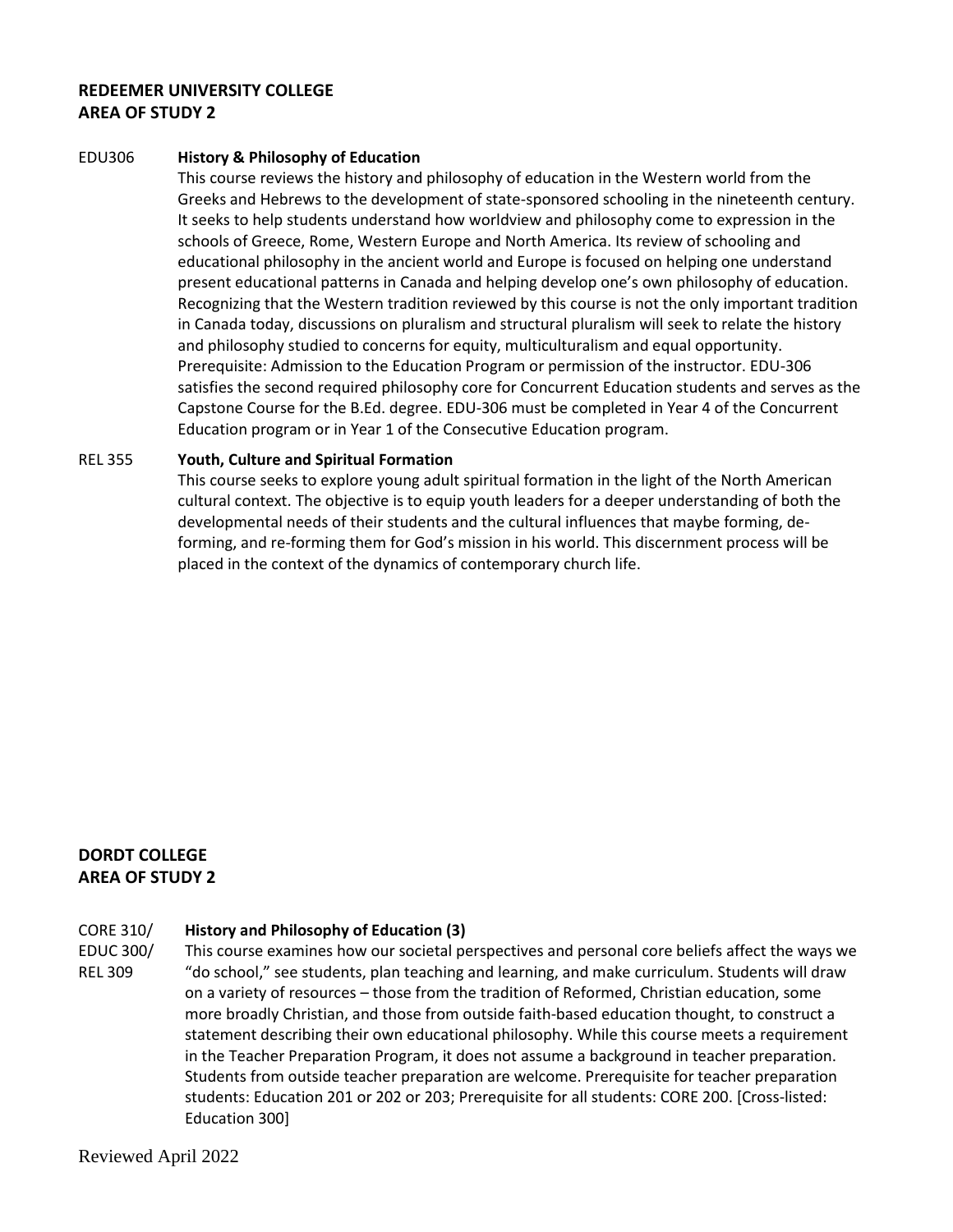**REDEEMER UNIVERSITY COLLEGE**
**AREA OF STUDY 2**

EDU306 **History & Philosophy of Education**

This course reviews the history and philosophy of education in the Western world from the Greeks and Hebrews to the development of state-sponsored schooling in the nineteenth century. It seeks to help students understand how worldview and philosophy come to expression in the schools of Greece, Rome, Western Europe and North America. Its review of schooling and educational philosophy in the ancient world and Europe is focused on helping one understand present educational patterns in Canada and helping develop one's own philosophy of education. Recognizing that the Western tradition reviewed by this course is not the only important tradition in Canada today, discussions on pluralism and structural pluralism will seek to relate the history and philosophy studied to concerns for equity, multiculturalism and equal opportunity. Prerequisite: Admission to the Education Program or permission of the instructor. EDU-306 satisfies the second required philosophy core for Concurrent Education students and serves as the Capstone Course for the B.Ed. degree. EDU-306 must be completed in Year 4 of the Concurrent Education program or in Year 1 of the Consecutive Education program.

REL 355 **Youth, Culture and Spiritual Formation**

This course seeks to explore young adult spiritual formation in the light of the North American cultural context. The objective is to equip youth leaders for a deeper understanding of both the developmental needs of their students and the cultural influences that maybe forming, de-forming, and re-forming them for God's mission in his world. This discernment process will be placed in the context of the dynamics of contemporary church life.

**DORDT COLLEGE**
**AREA OF STUDY 2**

CORE 310/ EDUC 300/ REL 309 **History and Philosophy of Education (3)**

This course examines how our societal perspectives and personal core beliefs affect the ways we "do school," see students, plan teaching and learning, and make curriculum. Students will draw on a variety of resources – those from the tradition of Reformed, Christian education, some more broadly Christian, and those from outside faith-based education thought, to construct a statement describing their own educational philosophy. While this course meets a requirement in the Teacher Preparation Program, it does not assume a background in teacher preparation. Students from outside teacher preparation are welcome. Prerequisite for teacher preparation students: Education 201 or 202 or 203; Prerequisite for all students: CORE 200. [Cross-listed: Education 300]

Reviewed April 2022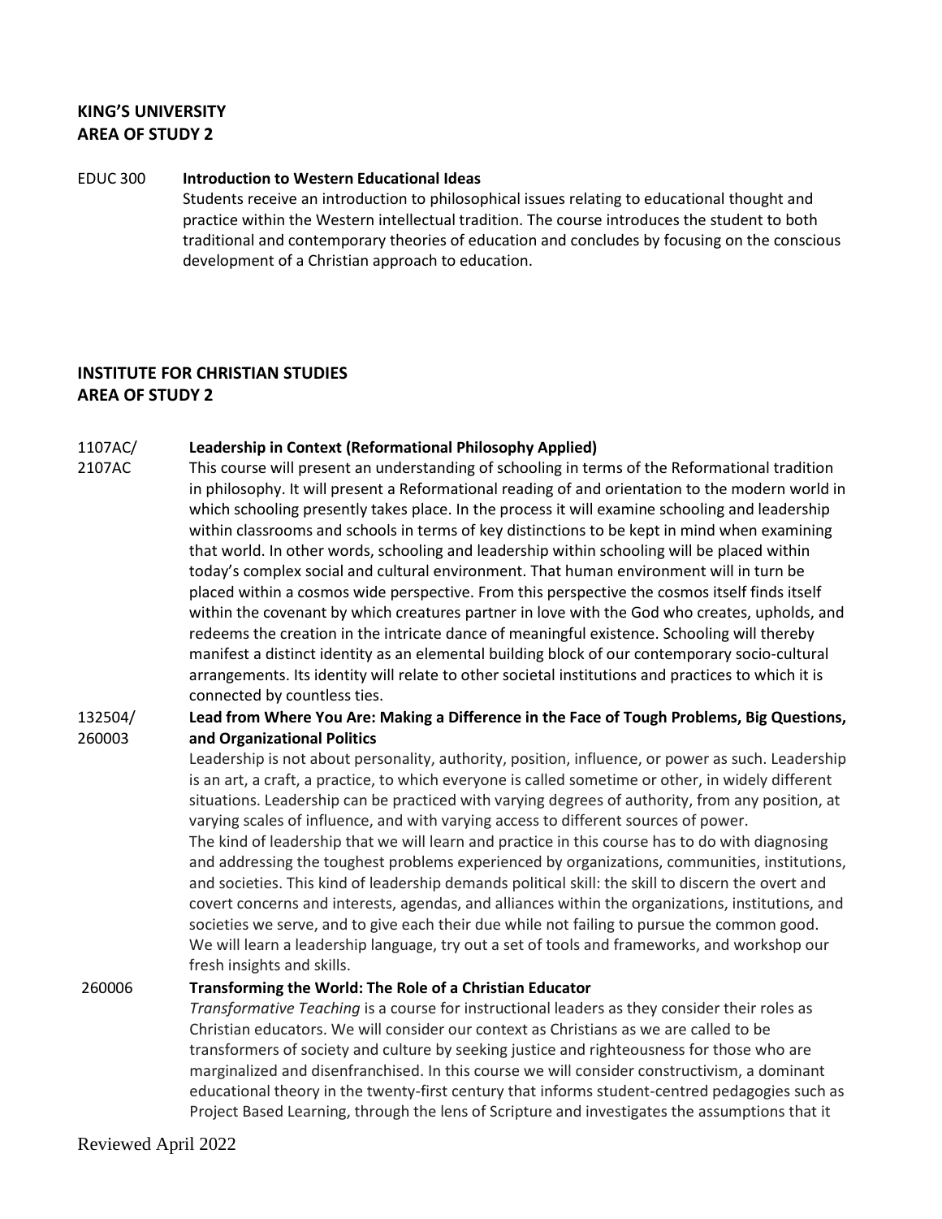## KING'S UNIVERSITY
## AREA OF STUDY 2

EDUC 300 **Introduction to Western Educational Ideas**

Students receive an introduction to philosophical issues relating to educational thought and practice within the Western intellectual tradition. The course introduces the student to both traditional and contemporary theories of education and concludes by focusing on the conscious development of a Christian approach to education.

## INSTITUTE FOR CHRISTIAN STUDIES
## AREA OF STUDY 2

1107AC/ 2107AC **Leadership in Context (Reformational Philosophy Applied)**

This course will present an understanding of schooling in terms of the Reformational tradition in philosophy. It will present a Reformational reading of and orientation to the modern world in which schooling presently takes place. In the process it will examine schooling and leadership within classrooms and schools in terms of key distinctions to be kept in mind when examining that world. In other words, schooling and leadership within schooling will be placed within today's complex social and cultural environment. That human environment will in turn be placed within a cosmos wide perspective. From this perspective the cosmos itself finds itself within the covenant by which creatures partner in love with the God who creates, upholds, and redeems the creation in the intricate dance of meaningful existence. Schooling will thereby manifest a distinct identity as an elemental building block of our contemporary socio-cultural arrangements. Its identity will relate to other societal institutions and practices to which it is connected by countless ties.

132504/ 260003 **Lead from Where You Are: Making a Difference in the Face of Tough Problems, Big Questions, and Organizational Politics**

Leadership is not about personality, authority, position, influence, or power as such. Leadership is an art, a craft, a practice, to which everyone is called sometime or other, in widely different situations. Leadership can be practiced with varying degrees of authority, from any position, at varying scales of influence, and with varying access to different sources of power.

The kind of leadership that we will learn and practice in this course has to do with diagnosing and addressing the toughest problems experienced by organizations, communities, institutions, and societies. This kind of leadership demands political skill: the skill to discern the overt and covert concerns and interests, agendas, and alliances within the organizations, institutions, and societies we serve, and to give each their due while not failing to pursue the common good.

We will learn a leadership language, try out a set of tools and frameworks, and workshop our fresh insights and skills.

260006 **Transforming the World: The Role of a Christian Educator**

*Transformative Teaching* is a course for instructional leaders as they consider their roles as Christian educators. We will consider our context as Christians as we are called to be transformers of society and culture by seeking justice and righteousness for those who are marginalized and disenfranchised. In this course we will consider constructivism, a dominant educational theory in the twenty-first century that informs student-centred pedagogies such as Project Based Learning, through the lens of Scripture and investigates the assumptions that it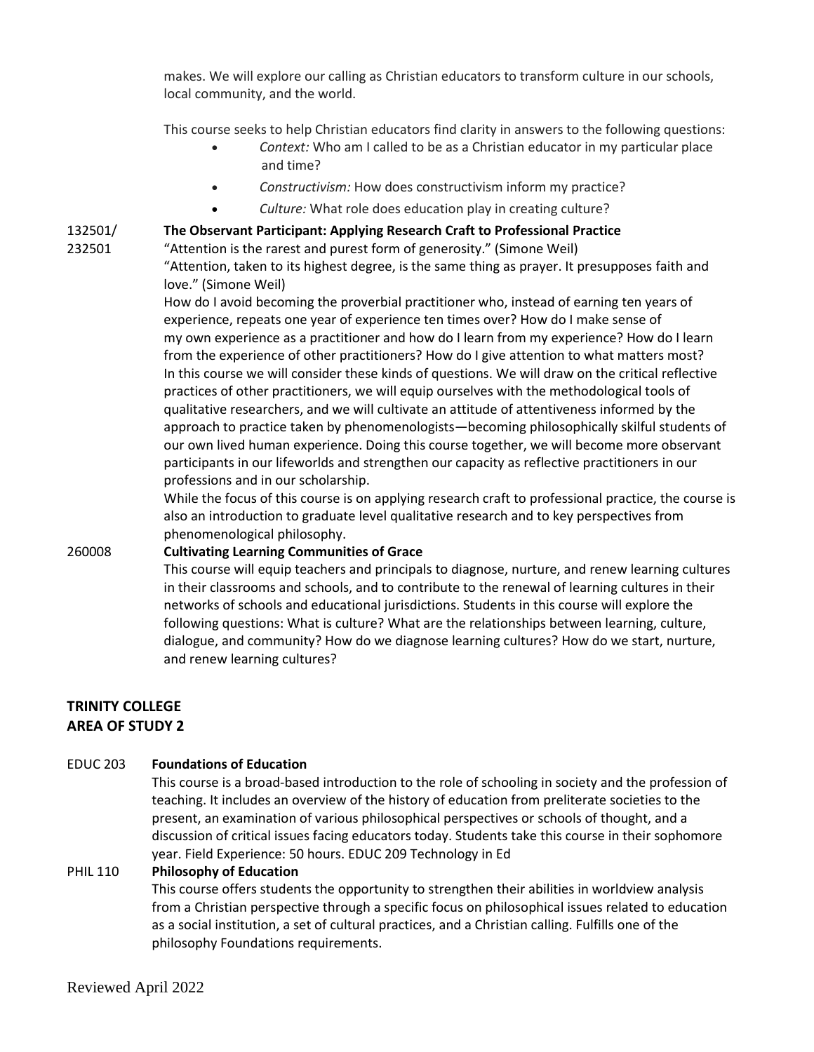makes. We will explore our calling as Christian educators to transform culture in our schools, local community, and the world.

This course seeks to help Christian educators find clarity in answers to the following questions:

- *Context:* Who am I called to be as a Christian educator in my particular place and time?
- *Constructivism:* How does constructivism inform my practice?
- *Culture:* What role does education play in creating culture?

132501/ 232501 **The Observant Participant: Applying Research Craft to Professional Practice**

"Attention is the rarest and purest form of generosity." (Simone Weil)

"Attention, taken to its highest degree, is the same thing as prayer. It presupposes faith and love." (Simone Weil)

How do I avoid becoming the proverbial practitioner who, instead of earning ten years of experience, repeats one year of experience ten times over? How do I make sense of my own experience as a practitioner and how do I learn from my experience? How do I learn from the experience of other practitioners? How do I give attention to what matters most? In this course we will consider these kinds of questions. We will draw on the critical reflective practices of other practitioners, we will equip ourselves with the methodological tools of qualitative researchers, and we will cultivate an attitude of attentiveness informed by the approach to practice taken by phenomenologists—becoming philosophically skilful students of our own lived human experience. Doing this course together, we will become more observant participants in our lifeworlds and strengthen our capacity as reflective practitioners in our professions and in our scholarship.

While the focus of this course is on applying research craft to professional practice, the course is also an introduction to graduate level qualitative research and to key perspectives from phenomenological philosophy.

260008 **Cultivating Learning Communities of Grace**

This course will equip teachers and principals to diagnose, nurture, and renew learning cultures in their classrooms and schools, and to contribute to the renewal of learning cultures in their networks of schools and educational jurisdictions. Students in this course will explore the following questions: What is culture? What are the relationships between learning, culture, dialogue, and community? How do we diagnose learning cultures? How do we start, nurture, and renew learning cultures?

## TRINITY COLLEGE
## AREA OF STUDY 2

EDUC 203 **Foundations of Education**

This course is a broad-based introduction to the role of schooling in society and the profession of teaching. It includes an overview of the history of education from preliterate societies to the present, an examination of various philosophical perspectives or schools of thought, and a discussion of critical issues facing educators today. Students take this course in their sophomore year. Field Experience: 50 hours. EDUC 209 Technology in Ed

PHIL 110 **Philosophy of Education**

This course offers students the opportunity to strengthen their abilities in worldview analysis from a Christian perspective through a specific focus on philosophical issues related to education as a social institution, a set of cultural practices, and a Christian calling. Fulfills one of the philosophy Foundations requirements.

Reviewed April 2022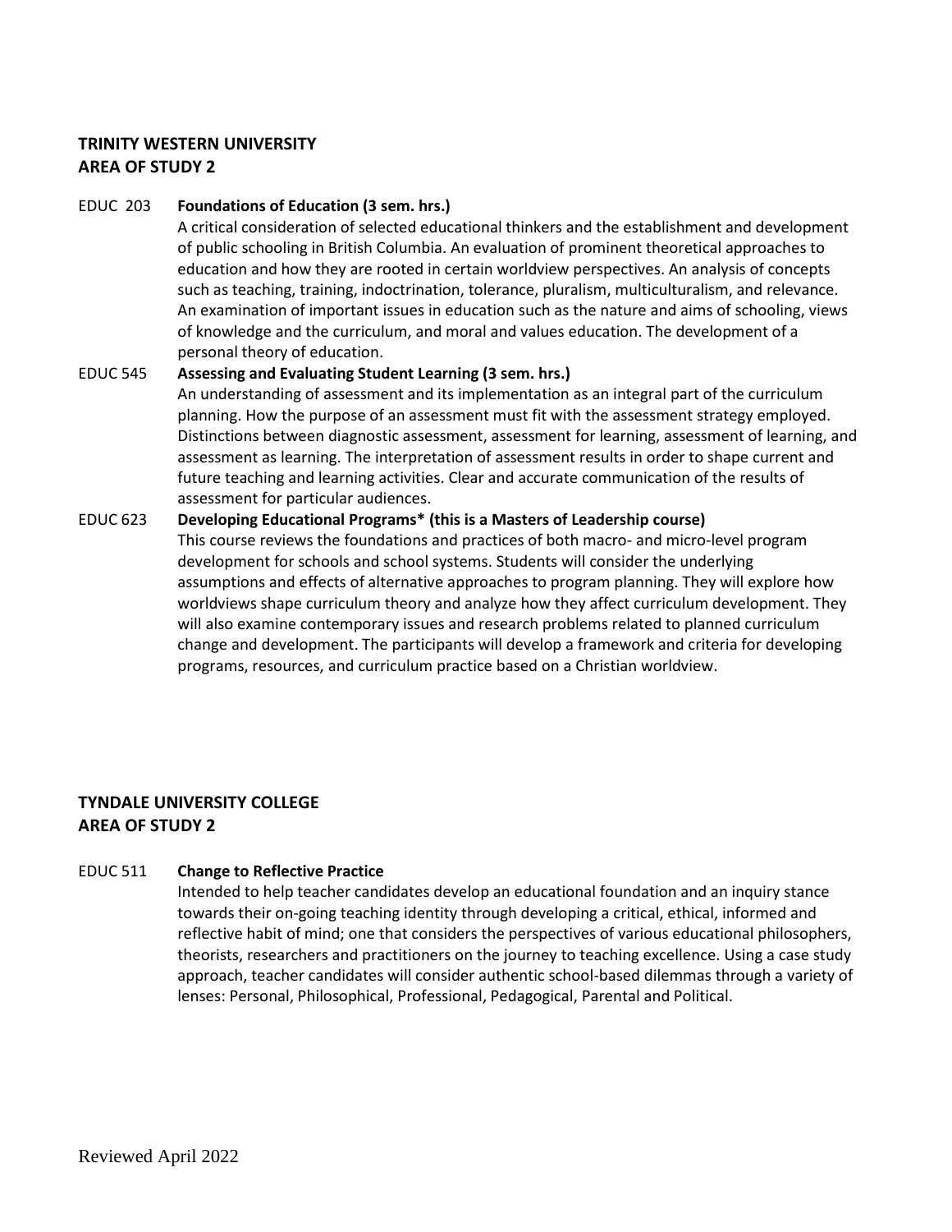**TRINITY WESTERN UNIVERSITY**
**AREA OF STUDY 2**

EDUC 203 **Foundations of Education (3 sem. hrs.)**
A critical consideration of selected educational thinkers and the establishment and development of public schooling in British Columbia. An evaluation of prominent theoretical approaches to education and how they are rooted in certain worldview perspectives. An analysis of concepts such as teaching, training, indoctrination, tolerance, pluralism, multiculturalism, and relevance. An examination of important issues in education such as the nature and aims of schooling, views of knowledge and the curriculum, and moral and values education. The development of a personal theory of education.

EDUC 545 **Assessing and Evaluating Student Learning (3 sem. hrs.)**
An understanding of assessment and its implementation as an integral part of the curriculum planning. How the purpose of an assessment must fit with the assessment strategy employed. Distinctions between diagnostic assessment, assessment for learning, assessment of learning, and assessment as learning. The interpretation of assessment results in order to shape current and future teaching and learning activities. Clear and accurate communication of the results of assessment for particular audiences.

EDUC 623 **Developing Educational Programs* (this is a Masters of Leadership course)**
This course reviews the foundations and practices of both macro- and micro-level program development for schools and school systems. Students will consider the underlying assumptions and effects of alternative approaches to program planning. They will explore how worldviews shape curriculum theory and analyze how they affect curriculum development. They will also examine contemporary issues and research problems related to planned curriculum change and development. The participants will develop a framework and criteria for developing programs, resources, and curriculum practice based on a Christian worldview.

**TYNDALE UNIVERSITY COLLEGE**
**AREA OF STUDY 2**

EDUC 511 **Change to Reflective Practice**
Intended to help teacher candidates develop an educational foundation and an inquiry stance towards their on-going teaching identity through developing a critical, ethical, informed and reflective habit of mind; one that considers the perspectives of various educational philosophers, theorists, researchers and practitioners on the journey to teaching excellence. Using a case study approach, teacher candidates will consider authentic school-based dilemmas through a variety of lenses: Personal, Philosophical, Professional, Pedagogical, Parental and Political.

Reviewed April 2022